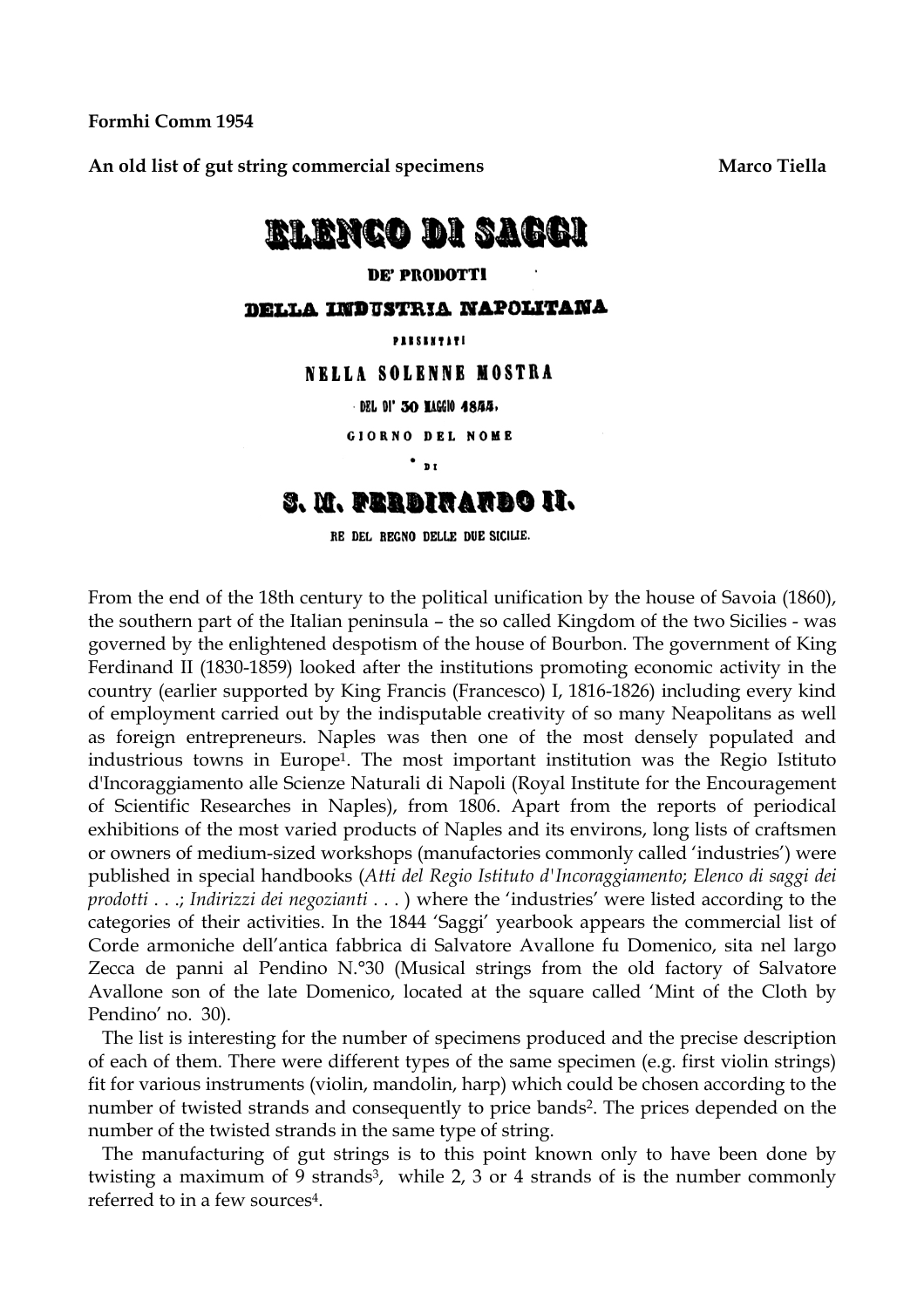**Formhi Comm 1954**

**An old list of gut string commercial specimens** **Marco Tiella**

ELENCO DI SAGGI

DE' PRODOTTI

DELLA INDUSTRIA NAPOLITANA

PRESENTATI

NELLA SOLENNE MOSTRA

DEL DI' 30 MAGGIO 1844,

GIORNO DEL NOME

DI

S. M. FERDINANDO II.

RE DEL REGNO DELLE DUE SICILIE.

From the end of the 18th century to the political unification by the house of Savoia (1860), the southern part of the Italian peninsula – the so called Kingdom of the two Sicilies - was governed by the enlightened despotism of the house of Bourbon. The government of King Ferdinand II (1830-1859) looked after the institutions promoting economic activity in the country (earlier supported by King Francis (Francesco) I, 1816-1826) including every kind of employment carried out by the indisputable creativity of so many Neapolitans as well as foreign entrepreneurs. Naples was then one of the most densely populated and industrious towns in Europe[1]. The most important institution was the Regio Istituto d'Incoraggiamento alle Scienze Naturali di Napoli (Royal Institute for the Encouragement of Scientific Researches in Naples), from 1806. Apart from the reports of periodical exhibitions of the most varied products of Naples and its environs, long lists of craftsmen or owners of medium-sized workshops (manufactories commonly called 'industries') were published in special handbooks (*Atti del Regio Istituto d'Incoraggiamento*; *Elenco di saggi dei prodotti* . . .; *Indirizzi dei negozianti* . . . ) where the 'industries' were listed according to the categories of their activities. In the 1844 'Saggi' yearbook appears the commercial list of Corde armoniche dell'antica fabbrica di Salvatore Avallone fu Domenico, sita nel largo Zecca de panni al Pendino N.°30 (Musical strings from the old factory of Salvatore Avallone son of the late Domenico, located at the square called 'Mint of the Cloth by Pendino' no. 30).

The list is interesting for the number of specimens produced and the precise description of each of them. There were different types of the same specimen (e.g. first violin strings) fit for various instruments (violin, mandolin, harp) which could be chosen according to the number of twisted strands and consequently to price bands[2]. The prices depended on the number of the twisted strands in the same type of string.

The manufacturing of gut strings is to this point known only to have been done by twisting a maximum of 9 strands[3], while 2, 3 or 4 strands of is the number commonly referred to in a few sources[4].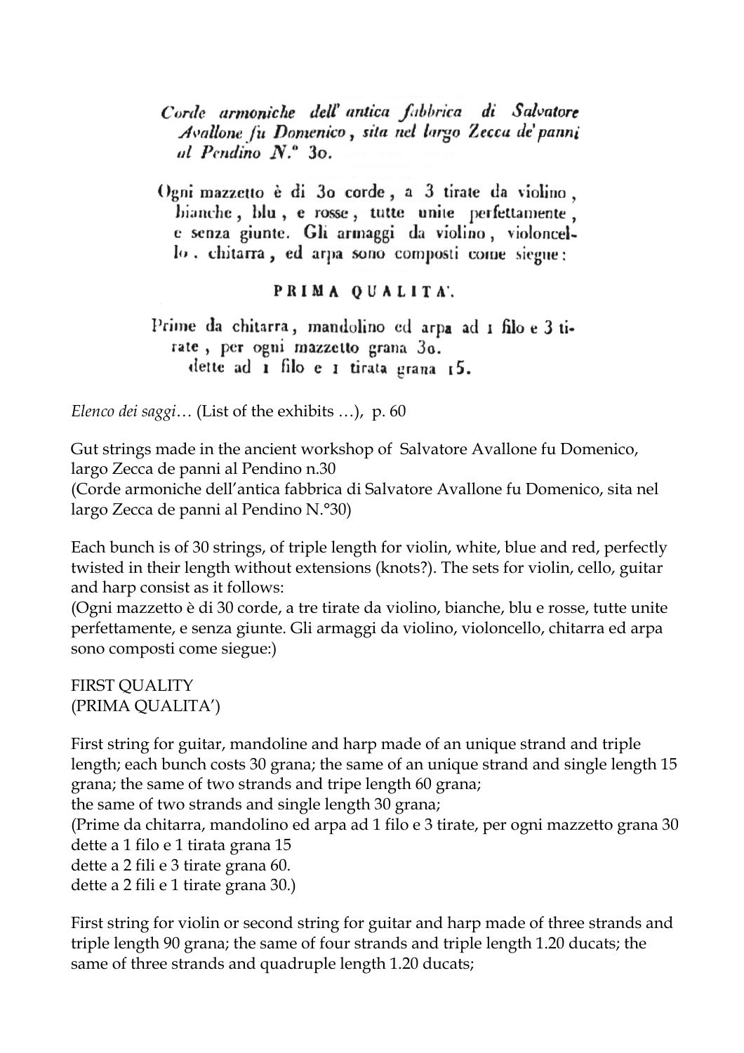Corde armoniche dell' antica fabbrica di Salvatore Avallone fu Domenico, sita nel largo Zecca de' panni al Pendino N.° 30.

Ogni mazzetto è di 30 corde, a 3 tirate da violino, bianche, blu, e rosse, tutte unite perfettamente, e senza giunte. Gli armaggi da violino, violoncello, chitarra, ed arpa sono composti come siegue:

PRIMA QUALITA'.

Prime da chitarra, mandolino ed arpa ad 1 filo e 3 tirate, per ogni mazzetto grana 30.
dette ad 1 filo e 1 tirata grana 15.

*Elenco dei saggi*… (List of the exhibits …), p. 60

Gut strings made in the ancient workshop of Salvatore Avallone fu Domenico, largo Zecca de panni al Pendino n.30
(Corde armoniche dell'antica fabbrica di Salvatore Avallone fu Domenico, sita nel largo Zecca de panni al Pendino N.°30)

Each bunch is of 30 strings, of triple length for violin, white, blue and red, perfectly twisted in their length without extensions (knots?). The sets for violin, cello, guitar and harp consist as it follows:
(Ogni mazzetto è di 30 corde, a tre tirate da violino, bianche, blu e rosse, tutte unite perfettamente, e senza giunte. Gli armaggi da violino, violoncello, chitarra ed arpa sono composti come siegue:)

FIRST QUALITY
(PRIMA QUALITA')

First string for guitar, mandoline and harp made of an unique strand and triple length; each bunch costs 30 grana; the same of an unique strand and single length 15 grana; the same of two strands and tripe length 60 grana;
the same of two strands and single length 30 grana;
(Prime da chitarra, mandolino ed arpa ad 1 filo e 3 tirate, per ogni mazzetto grana 30
dette a 1 filo e 1 tirata grana 15
dette a 2 fili e 3 tirate grana 60.
dette a 2 fili e 1 tirate grana 30.)

First string for violin or second string for guitar and harp made of three strands and triple length 90 grana; the same of four strands and triple length 1.20 ducats; the same of three strands and quadruple length 1.20 ducats;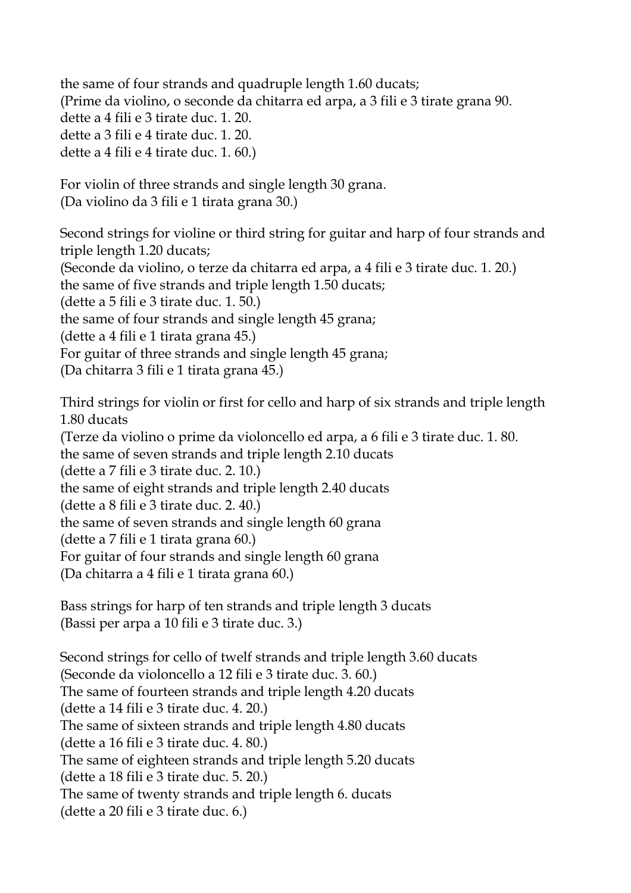the same of four strands and quadruple length 1.60 ducats;
(Prime da violino, o seconde da chitarra ed arpa, a 3 fili e 3 tirate grana 90.
dette a 4 fili e 3 tirate duc. 1. 20.
dette a 3 fili e 4 tirate duc. 1. 20.
dette a 4 fili e 4 tirate duc. 1. 60.)

For violin of three strands and single length 30 grana.
(Da violino da 3 fili e 1 tirata grana 30.)

Second strings for violine or third string for guitar and harp of four strands and triple length 1.20 ducats;
(Seconde da violino, o terze da chitarra ed arpa, a 4 fili e 3 tirate duc. 1. 20.)
the same of five strands and triple length 1.50 ducats;
(dette a 5 fili e 3 tirate duc. 1. 50.)
the same of four strands and single length 45 grana;
(dette a 4 fili e 1 tirata grana 45.)
For guitar of three strands and single length 45 grana;
(Da chitarra 3 fili e 1 tirata grana 45.)

Third strings for violin or first for cello and harp of six strands and triple length 1.80 ducats
(Terze da violino o prime da violoncello ed arpa, a 6 fili e 3 tirate duc. 1. 80.
the same of seven strands and triple length 2.10 ducats
(dette a 7 fili e 3 tirate duc. 2. 10.)
the same of eight strands and triple length 2.40 ducats
(dette a 8 fili e 3 tirate duc. 2. 40.)
the same of seven strands and single length 60 grana
(dette a 7 fili e 1 tirata grana 60.)
For guitar of four strands and single length 60 grana
(Da chitarra a 4 fili e 1 tirata grana 60.)

Bass strings for harp of ten strands and triple length 3 ducats
(Bassi per arpa a 10 fili e 3 tirate duc. 3.)

Second strings for cello of twelf strands and triple length 3.60 ducats
(Seconde da violoncello a 12 fili e 3 tirate duc. 3. 60.)
The same of fourteen strands and triple length 4.20 ducats
(dette a 14 fili e 3 tirate duc. 4. 20.)
The same of sixteen strands and triple length 4.80 ducats
(dette a 16 fili e 3 tirate duc. 4. 80.)
The same of eighteen strands and triple length 5.20 ducats
(dette a 18 fili e 3 tirate duc. 5. 20.)
The same of twenty strands and triple length 6. ducats
(dette a 20 fili e 3 tirate duc. 6.)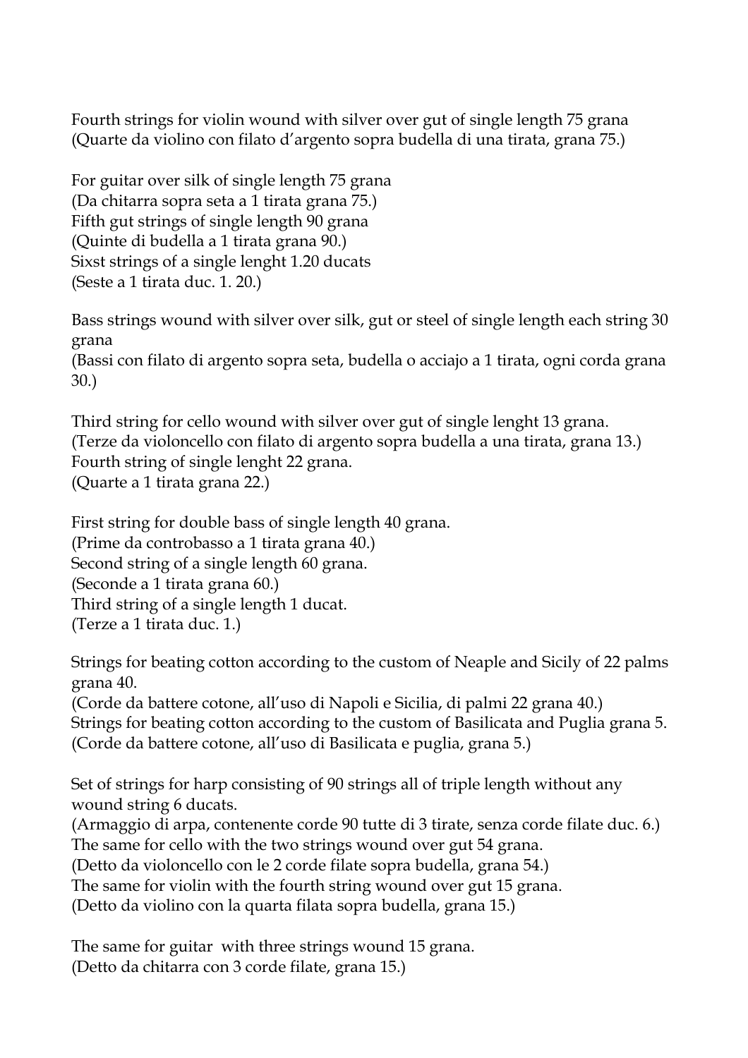Fourth strings for violin wound with silver over gut of single length 75 grana
(Quarte da violino con filato d'argento sopra budella di una tirata, grana 75.)

For guitar over silk of single length 75 grana
(Da chitarra sopra seta a 1 tirata grana 75.)
Fifth gut strings of single length 90 grana
(Quinte di budella a 1 tirata grana 90.)
Sixst strings of a single lenght 1.20 ducats
(Seste a 1 tirata duc. 1. 20.)

Bass strings wound with silver over silk, gut or steel of single length each string 30 grana
(Bassi con filato di argento sopra seta, budella o acciajo a 1 tirata, ogni corda grana 30.)

Third string for cello wound with silver over gut of single lenght 13 grana.
(Terze da violoncello con filato di argento sopra budella a una tirata, grana 13.)
Fourth string of single lenght 22 grana.
(Quarte a 1 tirata grana 22.)

First string for double bass of single length 40 grana.
(Prime da controbasso a 1 tirata grana 40.)
Second string of a single length 60 grana.
(Seconde a 1 tirata grana 60.)
Third string of a single length 1 ducat.
(Terze a 1 tirata duc. 1.)

Strings for beating cotton according to the custom of Neaple and Sicily of 22 palms grana 40.
(Corde da battere cotone, all'uso di Napoli e Sicilia, di palmi 22 grana 40.)
Strings for beating cotton according to the custom of Basilicata and Puglia grana 5.
(Corde da battere cotone, all'uso di Basilicata e puglia, grana 5.)

Set of strings for harp consisting of 90 strings all of triple length without any wound string 6 ducats.
(Armaggio di arpa, contenente corde 90 tutte di 3 tirate, senza corde filate duc. 6.)
The same for cello with the two strings wound over gut 54 grana.
(Detto da violoncello con le 2 corde filate sopra budella, grana 54.)
The same for violin with the fourth string wound over gut 15 grana.
(Detto da violino con la quarta filata sopra budella, grana 15.)

The same for guitar with three strings wound 15 grana.
(Detto da chitarra con 3 corde filate, grana 15.)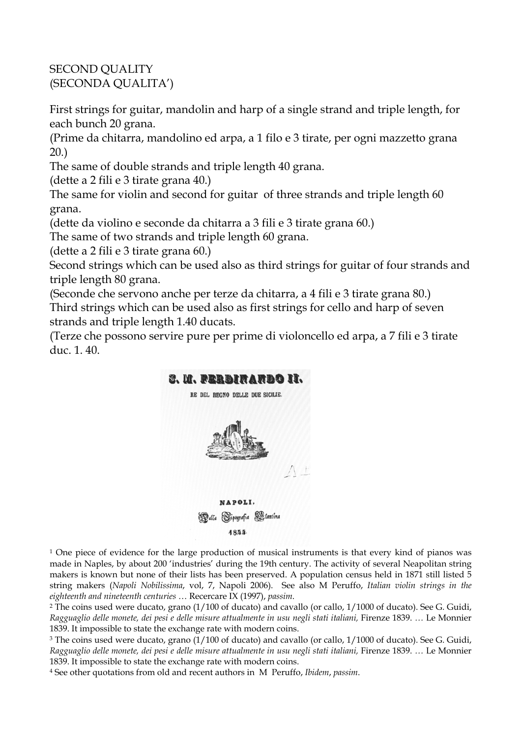SECOND QUALITY
(SECONDA QUALITA')

First strings for guitar, mandolin and harp of a single strand and triple length, for each bunch 20 grana.
(Prime da chitarra, mandolino ed arpa, a 1 filo e 3 tirate, per ogni mazzetto grana 20.)
The same of double strands and triple length 40 grana.
(dette a 2 fili e 3 tirate grana 40.)
The same for violin and second for guitar of three strands and triple length 60 grana.
(dette da violino e seconde da chitarra a 3 fili e 3 tirate grana 60.)
The same of two strands and triple length 60 grana.
(dette a 2 fili e 3 tirate grana 60.)
Second strings which can be used also as third strings for guitar of four strands and triple length 80 grana.
(Seconde che servono anche per terze da chitarra, a 4 fili e 3 tirate grana 80.)
Third strings which can be used also as first strings for cello and harp of seven strands and triple length 1.40 ducats.
(Terze che possono servire pure per prime di violoncello ed arpa, a 7 fili e 3 tirate duc. 1. 40.

S. M. FERDINANDO II.
RE DEL REGNO DELLE DUE SICILIE.

NAPOLI.
Dalla Tipografia Flautina
1844.

[1] One piece of evidence for the large production of musical instruments is that every kind of pianos was made in Naples, by about 200 'industries' during the 19th century. The activity of several Neapolitan string makers is known but none of their lists has been preserved. A population census held in 1871 still listed 5 string makers (*Napoli Nobilissima*, vol, 7, Napoli 2006). See also M Peruffo, *Italian violin strings in the eighteenth and nineteenth centuries* … Recercare IX (1997), *passim*.

[2] The coins used were ducato, grano (1/100 of ducato) and cavallo (or callo, 1/1000 of ducato). See G. Guidi, *Ragguaglio delle monete, dei pesi e delle misure attualmente in usu negli stati italiani,* Firenze 1839. … Le Monnier 1839. It impossible to state the exchange rate with modern coins.

[3] The coins used were ducato, grano (1/100 of ducato) and cavallo (or callo, 1/1000 of ducato). See G. Guidi, *Ragguaglio delle monete, dei pesi e delle misure attualmente in usu negli stati italiani,* Firenze 1839. … Le Monnier 1839. It impossible to state the exchange rate with modern coins.

[4] See other quotations from old and recent authors in M Peruffo, *Ibidem*, *passim*.